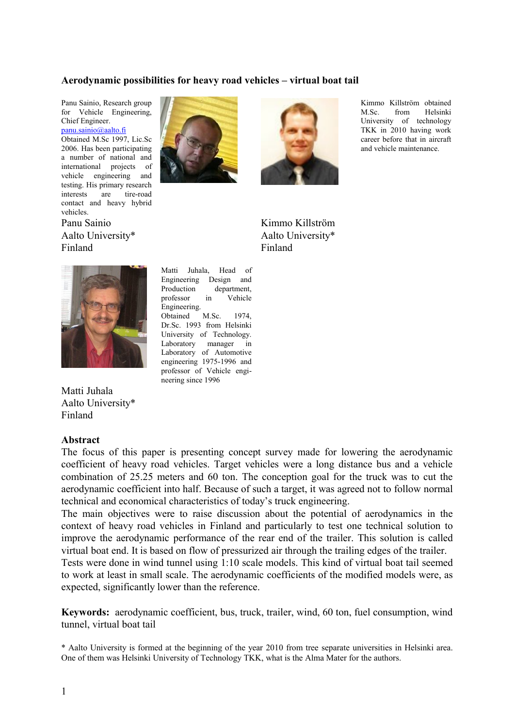# Aerodynamic possibilities for heavy road vehicles – virtual boat tail

Panu Sainio, Research group for Vehicle Engineering, Chief Engineer.
panu.sainio@aalto.fi
Obtained M.Sc 1997, Lic.Sc 2006. Has been participating a number of national and international projects of vehicle engineering and testing. His primary research interests are tire-road contact and heavy hybrid vehicles.

Panu Sainio
Aalto University*
Finland

Kimmo Killström obtained M.Sc. from Helsinki University of technology TKK in 2010 having work career before that in aircraft and vehicle maintenance.

Kimmo Killström
Aalto University*
Finland

Matti Juhala, Head of Engineering Design and Production department, professor in Vehicle Engineering.
Obtained M.Sc. 1974, Dr.Sc. 1993 from Helsinki University of Technology. Laboratory manager in Laboratory of Automotive engineering 1975-1996 and professor of Vehicle engineering since 1996

Matti Juhala
Aalto University*
Finland

## Abstract

The focus of this paper is presenting concept survey made for lowering the aerodynamic coefficient of heavy road vehicles. Target vehicles were a long distance bus and a vehicle combination of 25.25 meters and 60 ton. The conception goal for the truck was to cut the aerodynamic coefficient into half. Because of such a target, it was agreed not to follow normal technical and economical characteristics of today's truck engineering.

The main objectives were to raise discussion about the potential of aerodynamics in the context of heavy road vehicles in Finland and particularly to test one technical solution to improve the aerodynamic performance of the rear end of the trailer. This solution is called virtual boat end. It is based on flow of pressurized air through the trailing edges of the trailer.

Tests were done in wind tunnel using 1:10 scale models. This kind of virtual boat tail seemed to work at least in small scale. The aerodynamic coefficients of the modified models were, as expected, significantly lower than the reference.

**Keywords:** aerodynamic coefficient, bus, truck, trailer, wind, 60 ton, fuel consumption, wind tunnel, virtual boat tail

\* Aalto University is formed at the beginning of the year 2010 from tree separate universities in Helsinki area. One of them was Helsinki University of Technology TKK, what is the Alma Mater for the authors.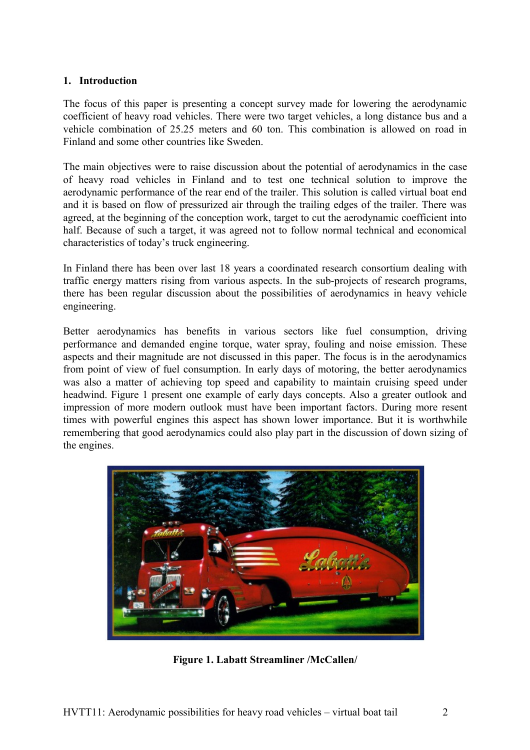## 1. Introduction

The focus of this paper is presenting a concept survey made for lowering the aerodynamic coefficient of heavy road vehicles. There were two target vehicles, a long distance bus and a vehicle combination of 25.25 meters and 60 ton. This combination is allowed on road in Finland and some other countries like Sweden.

The main objectives were to raise discussion about the potential of aerodynamics in the case of heavy road vehicles in Finland and to test one technical solution to improve the aerodynamic performance of the rear end of the trailer. This solution is called virtual boat end and it is based on flow of pressurized air through the trailing edges of the trailer. There was agreed, at the beginning of the conception work, target to cut the aerodynamic coefficient into half. Because of such a target, it was agreed not to follow normal technical and economical characteristics of today's truck engineering.

In Finland there has been over last 18 years a coordinated research consortium dealing with traffic energy matters rising from various aspects. In the sub-projects of research programs, there has been regular discussion about the possibilities of aerodynamics in heavy vehicle engineering.

Better aerodynamics has benefits in various sectors like fuel consumption, driving performance and demanded engine torque, water spray, fouling and noise emission. These aspects and their magnitude are not discussed in this paper. The focus is in the aerodynamics from point of view of fuel consumption. In early days of motoring, the better aerodynamics was also a matter of achieving top speed and capability to maintain cruising speed under headwind. Figure 1 present one example of early days concepts. Also a greater outlook and impression of more modern outlook must have been important factors. During more resent times with powerful engines this aspect has shown lower importance. But it is worthwhile remembering that good aerodynamics could also play part in the discussion of down sizing of the engines.

**Figure 1. Labatt Streamliner /McCallen/**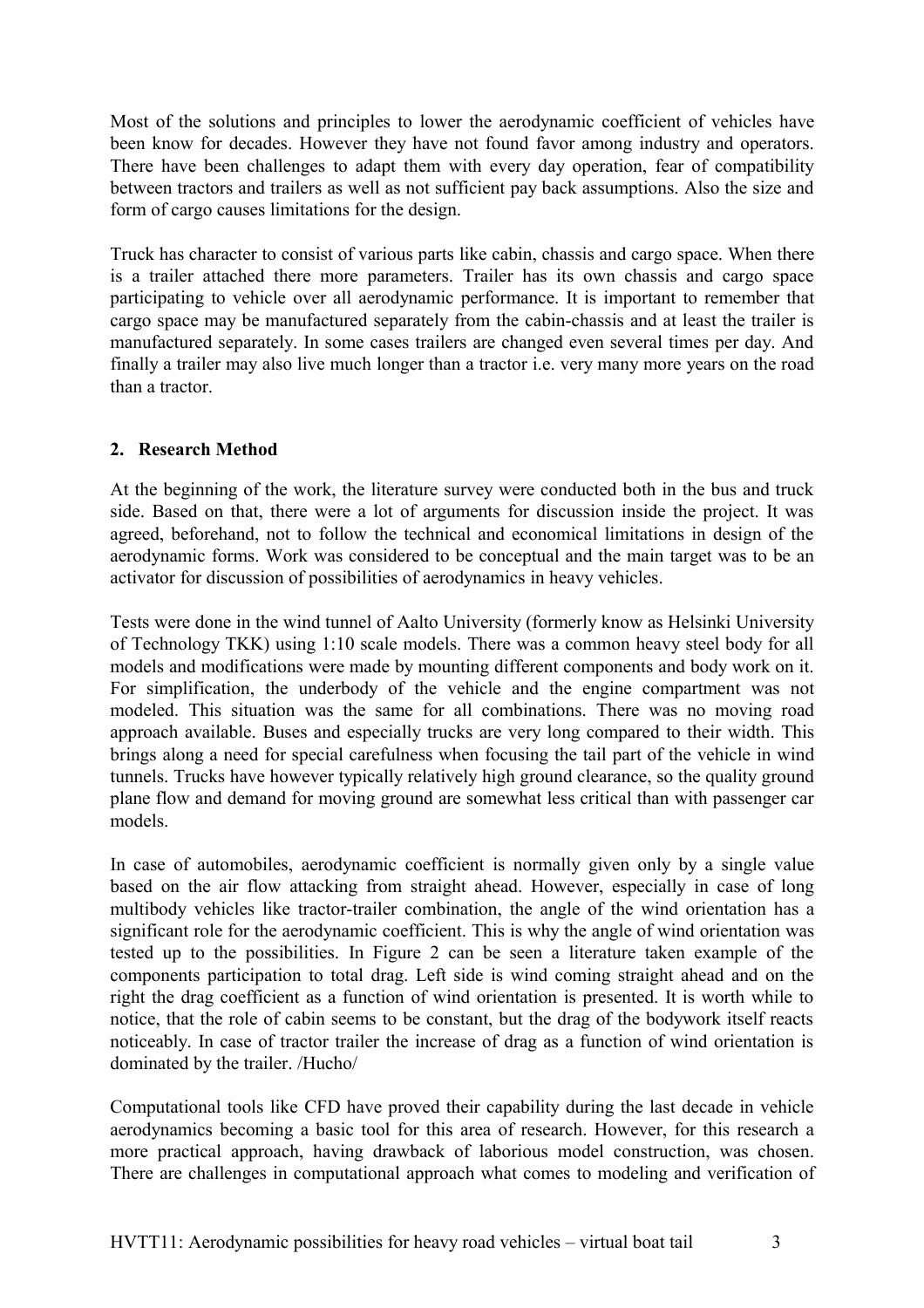Most of the solutions and principles to lower the aerodynamic coefficient of vehicles have been know for decades. However they have not found favor among industry and operators. There have been challenges to adapt them with every day operation, fear of compatibility between tractors and trailers as well as not sufficient pay back assumptions. Also the size and form of cargo causes limitations for the design.

Truck has character to consist of various parts like cabin, chassis and cargo space. When there is a trailer attached there more parameters. Trailer has its own chassis and cargo space participating to vehicle over all aerodynamic performance. It is important to remember that cargo space may be manufactured separately from the cabin-chassis and at least the trailer is manufactured separately. In some cases trailers are changed even several times per day. And finally a trailer may also live much longer than a tractor i.e. very many more years on the road than a tractor.

## 2. Research Method

At the beginning of the work, the literature survey were conducted both in the bus and truck side. Based on that, there were a lot of arguments for discussion inside the project. It was agreed, beforehand, not to follow the technical and economical limitations in design of the aerodynamic forms. Work was considered to be conceptual and the main target was to be an activator for discussion of possibilities of aerodynamics in heavy vehicles.

Tests were done in the wind tunnel of Aalto University (formerly know as Helsinki University of Technology TKK) using 1:10 scale models. There was a common heavy steel body for all models and modifications were made by mounting different components and body work on it. For simplification, the underbody of the vehicle and the engine compartment was not modeled. This situation was the same for all combinations. There was no moving road approach available. Buses and especially trucks are very long compared to their width. This brings along a need for special carefulness when focusing the tail part of the vehicle in wind tunnels. Trucks have however typically relatively high ground clearance, so the quality ground plane flow and demand for moving ground are somewhat less critical than with passenger car models.

In case of automobiles, aerodynamic coefficient is normally given only by a single value based on the air flow attacking from straight ahead. However, especially in case of long multibody vehicles like tractor-trailer combination, the angle of the wind orientation has a significant role for the aerodynamic coefficient. This is why the angle of wind orientation was tested up to the possibilities. In Figure 2 can be seen a literature taken example of the components participation to total drag. Left side is wind coming straight ahead and on the right the drag coefficient as a function of wind orientation is presented. It is worth while to notice, that the role of cabin seems to be constant, but the drag of the bodywork itself reacts noticeably. In case of tractor trailer the increase of drag as a function of wind orientation is dominated by the trailer. /Hucho/

Computational tools like CFD have proved their capability during the last decade in vehicle aerodynamics becoming a basic tool for this area of research. However, for this research a more practical approach, having drawback of laborious model construction, was chosen. There are challenges in computational approach what comes to modeling and verification of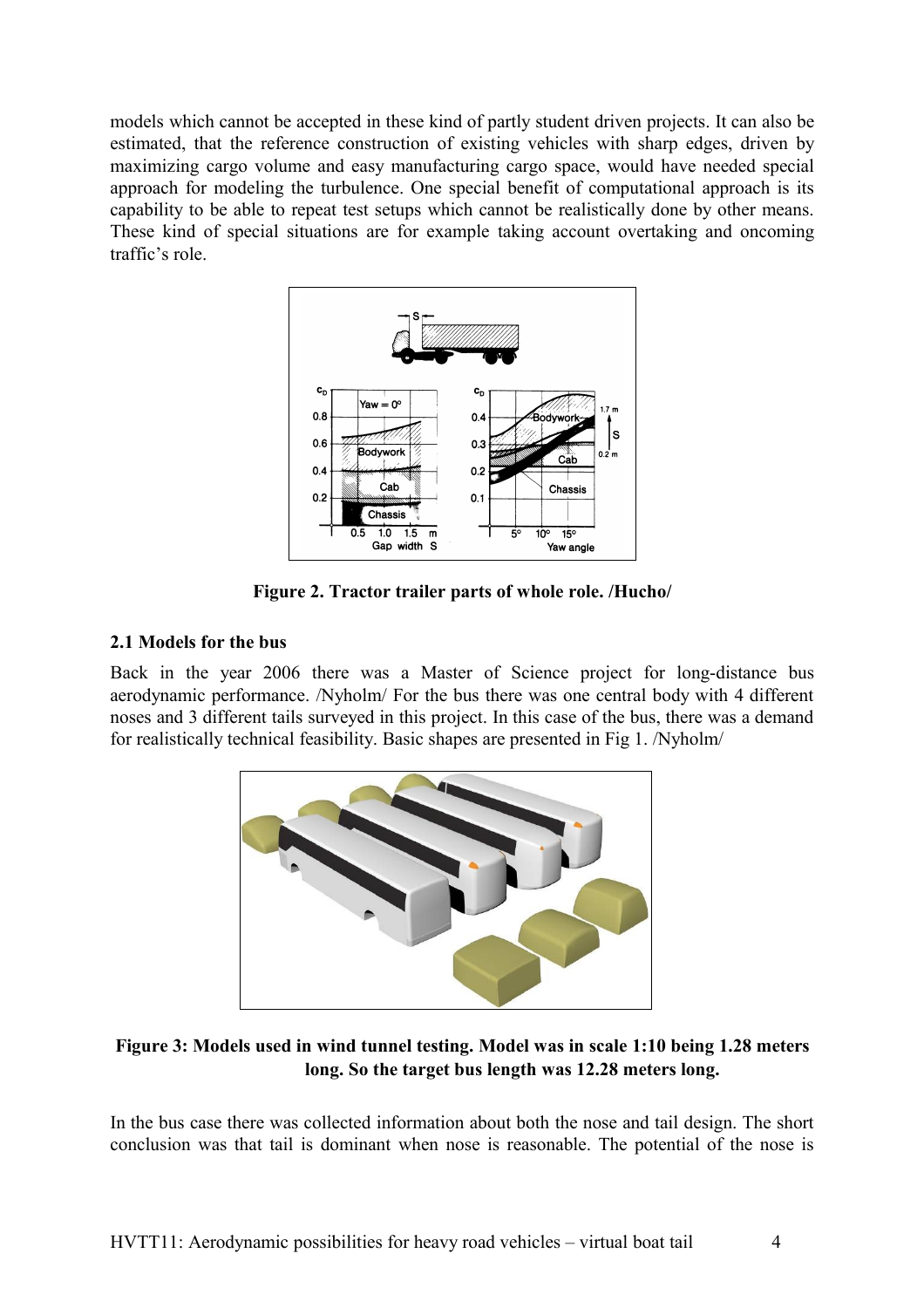models which cannot be accepted in these kind of partly student driven projects. It can also be estimated, that the reference construction of existing vehicles with sharp edges, driven by maximizing cargo volume and easy manufacturing cargo space, would have needed special approach for modeling the turbulence. One special benefit of computational approach is its capability to be able to repeat test setups which cannot be realistically done by other means. These kind of special situations are for example taking account overtaking and oncoming traffic's role.

**Figure 2. Tractor trailer parts of whole role. /Hucho/**

### 2.1 Models for the bus

Back in the year 2006 there was a Master of Science project for long-distance bus aerodynamic performance. /Nyholm/ For the bus there was one central body with 4 different noses and 3 different tails surveyed in this project. In this case of the bus, there was a demand for realistically technical feasibility. Basic shapes are presented in Fig 1. /Nyholm/

**Figure 3: Models used in wind tunnel testing. Model was in scale 1:10 being 1.28 meters long. So the target bus length was 12.28 meters long.**

In the bus case there was collected information about both the nose and tail design. The short conclusion was that tail is dominant when nose is reasonable. The potential of the nose is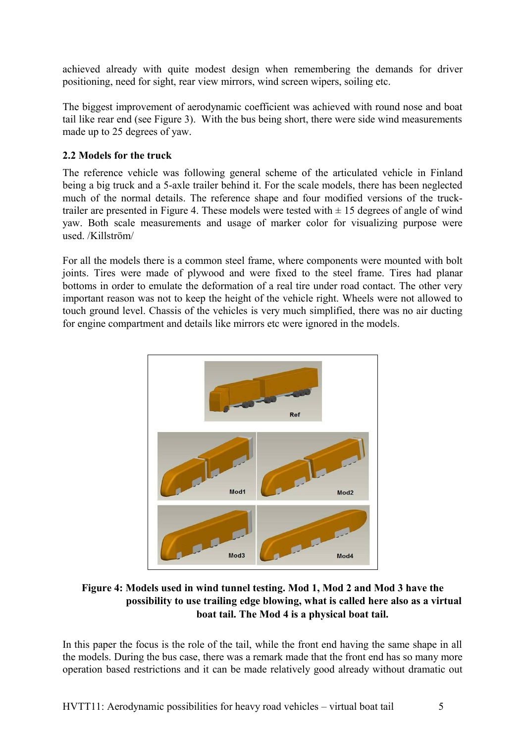achieved already with quite modest design when remembering the demands for driver positioning, need for sight, rear view mirrors, wind screen wipers, soiling etc.

The biggest improvement of aerodynamic coefficient was achieved with round nose and boat tail like rear end (see Figure 3). With the bus being short, there were side wind measurements made up to 25 degrees of yaw.

### 2.2 Models for the truck

The reference vehicle was following general scheme of the articulated vehicle in Finland being a big truck and a 5-axle trailer behind it. For the scale models, there has been neglected much of the normal details. The reference shape and four modified versions of the truck-trailer are presented in Figure 4. These models were tested with ± 15 degrees of angle of wind yaw. Both scale measurements and usage of marker color for visualizing purpose were used. /Killström/

For all the models there is a common steel frame, where components were mounted with bolt joints. Tires were made of plywood and were fixed to the steel frame. Tires had planar bottoms in order to emulate the deformation of a real tire under road contact. The other very important reason was not to keep the height of the vehicle right. Wheels were not allowed to touch ground level. Chassis of the vehicles is very much simplified, there was no air ducting for engine compartment and details like mirrors etc were ignored in the models.

**Figure 4: Models used in wind tunnel testing. Mod 1, Mod 2 and Mod 3 have the possibility to use trailing edge blowing, what is called here also as a virtual boat tail. The Mod 4 is a physical boat tail.**

In this paper the focus is the role of the tail, while the front end having the same shape in all the models. During the bus case, there was a remark made that the front end has so many more operation based restrictions and it can be made relatively good already without dramatic out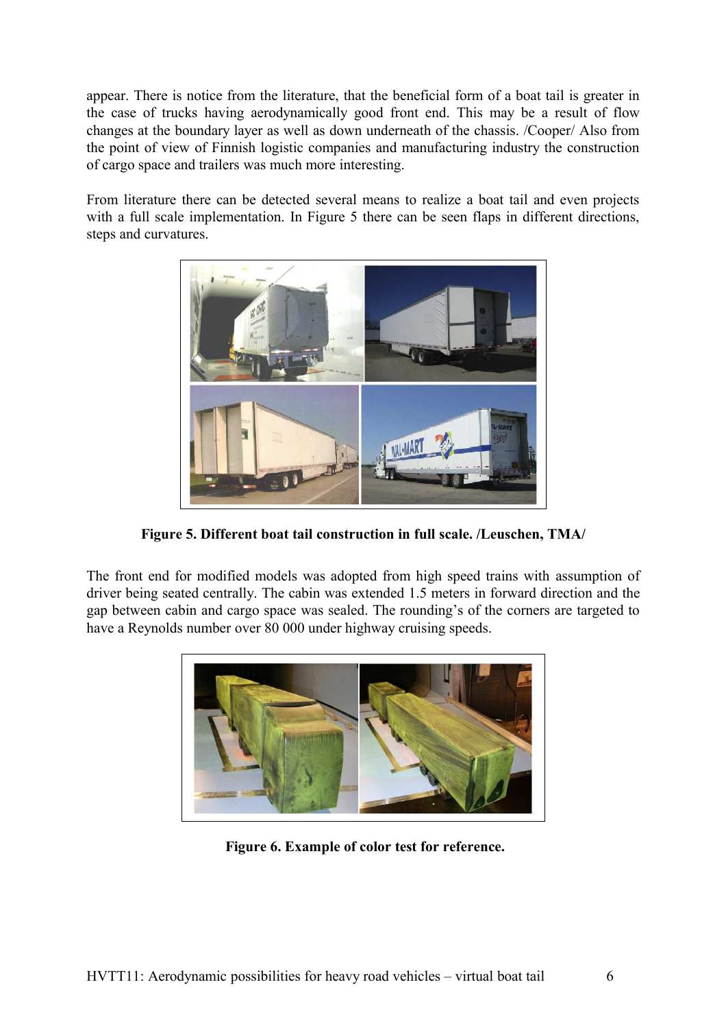appear. There is notice from the literature, that the beneficial form of a boat tail is greater in the case of trucks having aerodynamically good front end. This may be a result of flow changes at the boundary layer as well as down underneath of the chassis. /Cooper/ Also from the point of view of Finnish logistic companies and manufacturing industry the construction of cargo space and trailers was much more interesting.

From literature there can be detected several means to realize a boat tail and even projects with a full scale implementation. In Figure 5 there can be seen flaps in different directions, steps and curvatures.

**Figure 5. Different boat tail construction in full scale. /Leuschen, TMA/**

The front end for modified models was adopted from high speed trains with assumption of driver being seated centrally. The cabin was extended 1.5 meters in forward direction and the gap between cabin and cargo space was sealed. The rounding's of the corners are targeted to have a Reynolds number over 80 000 under highway cruising speeds.

**Figure 6. Example of color test for reference.**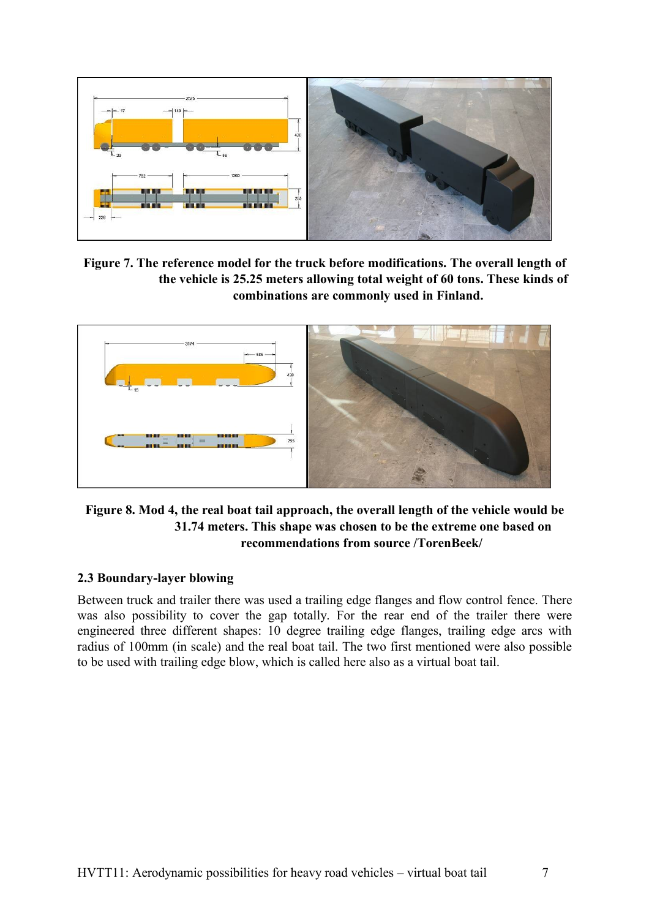**Figure 7. The reference model for the truck before modifications. The overall length of the vehicle is 25.25 meters allowing total weight of 60 tons. These kinds of combinations are commonly used in Finland.**

**Figure 8. Mod 4, the real boat tail approach, the overall length of the vehicle would be 31.74 meters. This shape was chosen to be the extreme one based on recommendations from source /TorenBeek/**

### 2.3 Boundary-layer blowing

Between truck and trailer there was used a trailing edge flanges and flow control fence. There was also possibility to cover the gap totally. For the rear end of the trailer there were engineered three different shapes: 10 degree trailing edge flanges, trailing edge arcs with radius of 100mm (in scale) and the real boat tail. The two first mentioned were also possible to be used with trailing edge blow, which is called here also as a virtual boat tail.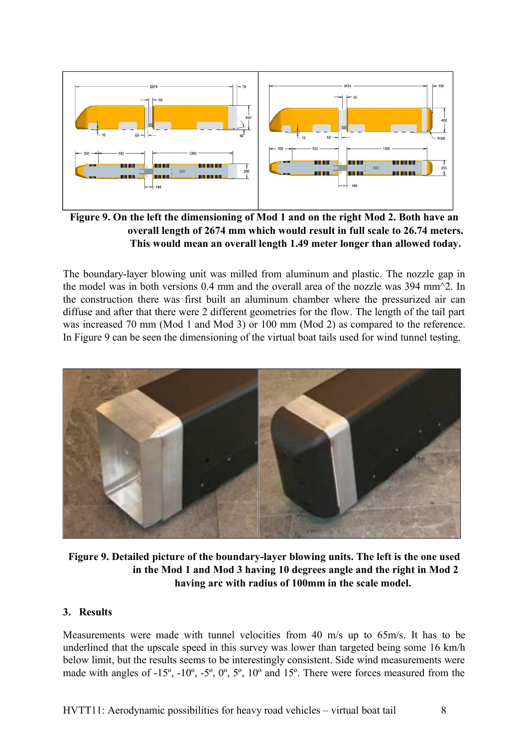**Figure 9. On the left the dimensioning of Mod 1 and on the right Mod 2. Both have an overall length of 2674 mm which would result in full scale to 26.74 meters. This would mean an overall length 1.49 meter longer than allowed today.**

The boundary-layer blowing unit was milled from aluminum and plastic. The nozzle gap in the model was in both versions 0.4 mm and the overall area of the nozzle was 394 mm^2. In the construction there was first built an aluminum chamber where the pressurized air can diffuse and after that there were 2 different geometries for the flow. The length of the tail part was increased 70 mm (Mod 1 and Mod 3) or 100 mm (Mod 2) as compared to the reference. In Figure 9 can be seen the dimensioning of the virtual boat tails used for wind tunnel testing.

**Figure 9. Detailed picture of the boundary-layer blowing units. The left is the one used in the Mod 1 and Mod 3 having 10 degrees angle and the right in Mod 2 having arc with radius of 100mm in the scale model.**

## 3. Results

Measurements were made with tunnel velocities from 40 m/s up to 65m/s. It has to be underlined that the upscale speed in this survey was lower than targeted being some 16 km/h below limit, but the results seems to be interestingly consistent. Side wind measurements were made with angles of -15º, -10º, -5º, 0º, 5º, 10º and 15º. There were forces measured from the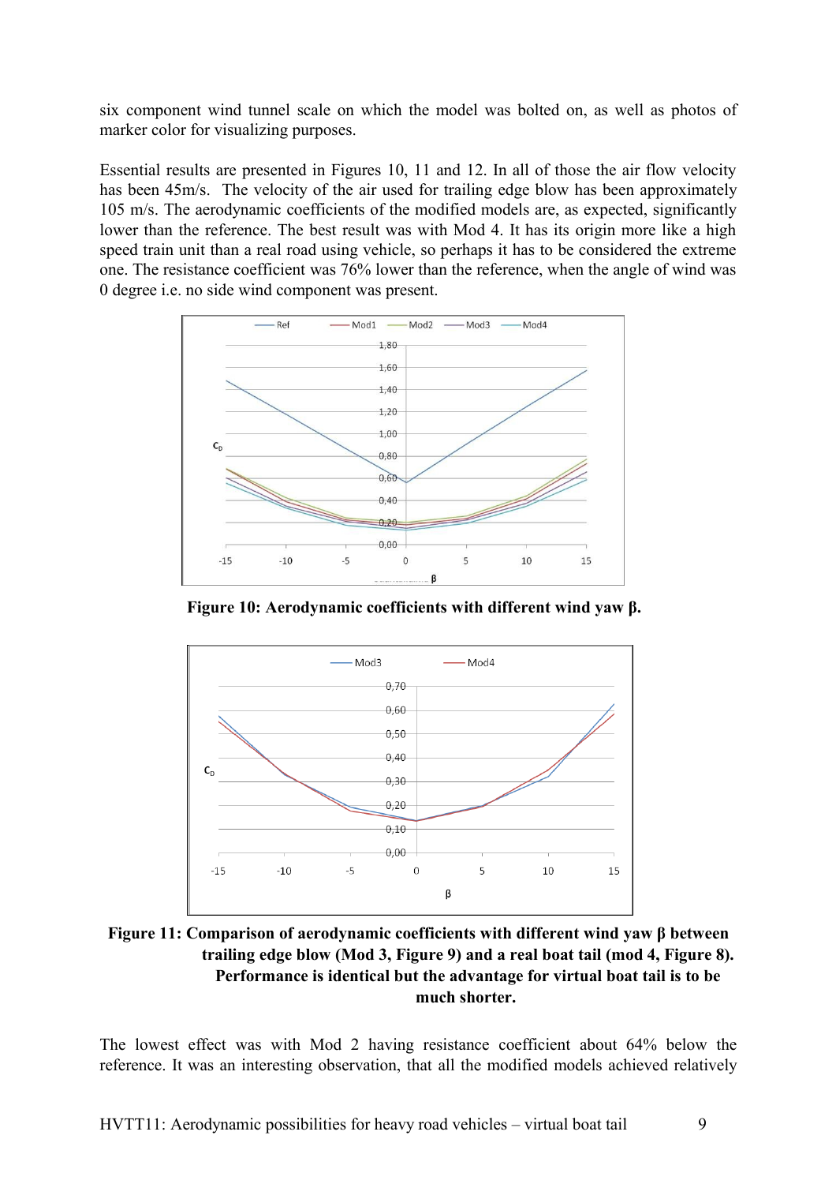six component wind tunnel scale on which the model was bolted on, as well as photos of marker color for visualizing purposes.

Essential results are presented in Figures 10, 11 and 12. In all of those the air flow velocity has been 45m/s. The velocity of the air used for trailing edge blow has been approximately 105 m/s. The aerodynamic coefficients of the modified models are, as expected, significantly lower than the reference. The best result was with Mod 4. It has its origin more like a high speed train unit than a real road using vehicle, so perhaps it has to be considered the extreme one. The resistance coefficient was 76% lower than the reference, when the angle of wind was 0 degree i.e. no side wind component was present.

**Figure 10: Aerodynamic coefficients with different wind yaw β.**

**Figure 11: Comparison of aerodynamic coefficients with different wind yaw β between trailing edge blow (Mod 3, Figure 9) and a real boat tail (mod 4, Figure 8). Performance is identical but the advantage for virtual boat tail is to be much shorter.**

The lowest effect was with Mod 2 having resistance coefficient about 64% below the reference. It was an interesting observation, that all the modified models achieved relatively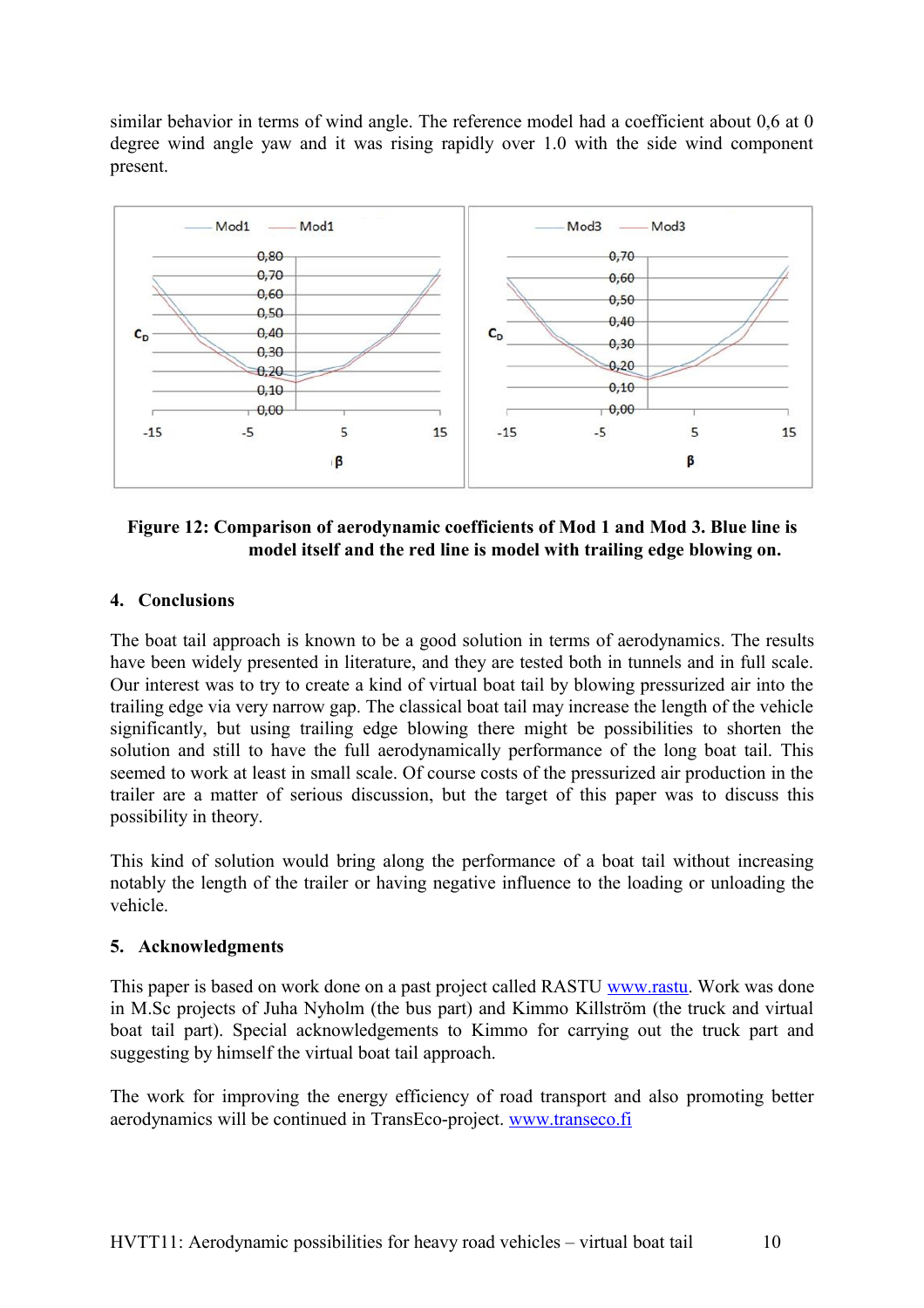similar behavior in terms of wind angle. The reference model had a coefficient about 0,6 at 0 degree wind angle yaw and it was rising rapidly over 1.0 with the side wind component present.

**Figure 12: Comparison of aerodynamic coefficients of Mod 1 and Mod 3. Blue line is model itself and the red line is model with trailing edge blowing on.**

## 4. Conclusions

The boat tail approach is known to be a good solution in terms of aerodynamics. The results have been widely presented in literature, and they are tested both in tunnels and in full scale. Our interest was to try to create a kind of virtual boat tail by blowing pressurized air into the trailing edge via very narrow gap. The classical boat tail may increase the length of the vehicle significantly, but using trailing edge blowing there might be possibilities to shorten the solution and still to have the full aerodynamically performance of the long boat tail. This seemed to work at least in small scale. Of course costs of the pressurized air production in the trailer are a matter of serious discussion, but the target of this paper was to discuss this possibility in theory.

This kind of solution would bring along the performance of a boat tail without increasing notably the length of the trailer or having negative influence to the loading or unloading the vehicle.

## 5. Acknowledgments

This paper is based on work done on a past project called RASTU www.rastu. Work was done in M.Sc projects of Juha Nyholm (the bus part) and Kimmo Killström (the truck and virtual boat tail part). Special acknowledgements to Kimmo for carrying out the truck part and suggesting by himself the virtual boat tail approach.

The work for improving the energy efficiency of road transport and also promoting better aerodynamics will be continued in TransEco-project. www.transeco.fi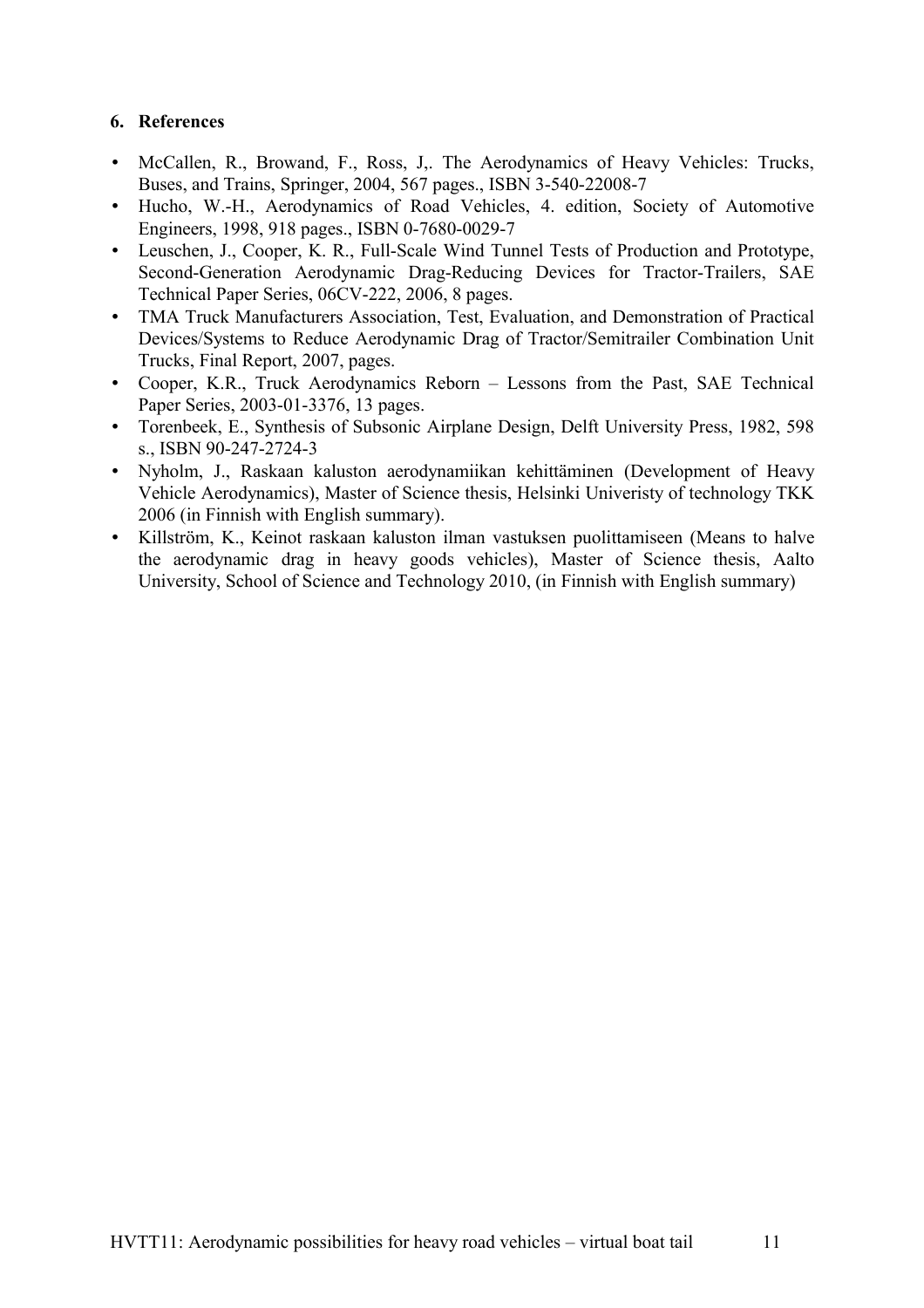## 6. References

- McCallen, R., Browand, F., Ross, J,. The Aerodynamics of Heavy Vehicles: Trucks, Buses, and Trains, Springer, 2004, 567 pages., ISBN 3-540-22008-7
- Hucho, W.-H., Aerodynamics of Road Vehicles, 4. edition, Society of Automotive Engineers, 1998, 918 pages., ISBN 0-7680-0029-7
- Leuschen, J., Cooper, K. R., Full-Scale Wind Tunnel Tests of Production and Prototype, Second-Generation Aerodynamic Drag-Reducing Devices for Tractor-Trailers, SAE Technical Paper Series, 06CV-222, 2006, 8 pages.
- TMA Truck Manufacturers Association, Test, Evaluation, and Demonstration of Practical Devices/Systems to Reduce Aerodynamic Drag of Tractor/Semitrailer Combination Unit Trucks, Final Report, 2007, pages.
- Cooper, K.R., Truck Aerodynamics Reborn – Lessons from the Past, SAE Technical Paper Series, 2003-01-3376, 13 pages.
- Torenbeek, E., Synthesis of Subsonic Airplane Design, Delft University Press, 1982, 598 s., ISBN 90-247-2724-3
- Nyholm, J., Raskaan kaluston aerodynamiikan kehittäminen (Development of Heavy Vehicle Aerodynamics), Master of Science thesis, Helsinki Univeristy of technology TKK 2006 (in Finnish with English summary).
- Killström, K., Keinot raskaan kaluston ilman vastuksen puolittamiseen (Means to halve the aerodynamic drag in heavy goods vehicles), Master of Science thesis, Aalto University, School of Science and Technology 2010, (in Finnish with English summary)